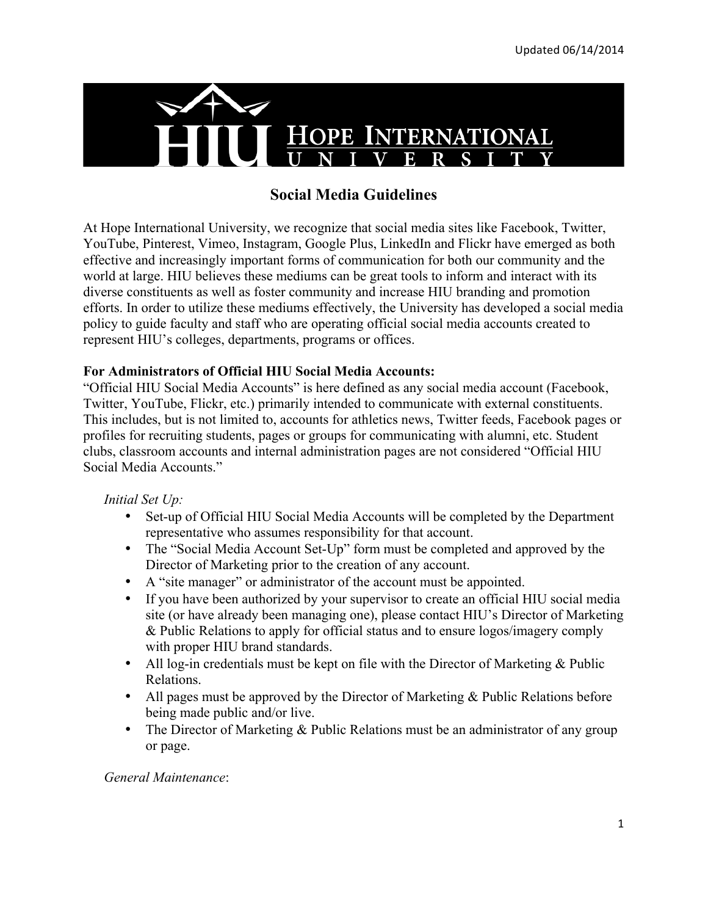# Social Media Guidelines

At Hope International University, we recognize that social media sites like Facebook, Twitter, YouTube, Pinterest, Vimeo, Instagram, Google Plus, LinkedIn and Flickr have emerged as both effective and increasingly important forms of communication for both our community and the world at large. HIU believes these mediums can be great tools to inform and interact with its diverse constituents as well as foster community and increase HIU branding and promotion efforts. In order to utilize these mediums effectively, the University has developed a social media policy to guide faculty and staff who are operating official social media accounts created to represent HIU's colleges, departments, programs or offices.

**For Administrators of Official HIU Social Media Accounts:**

"Official HIU Social Media Accounts" is here defined as any social media account (Facebook, Twitter, YouTube, Flickr, etc.) primarily intended to communicate with external constituents. This includes, but is not limited to, accounts for athletics news, Twitter feeds, Facebook pages or profiles for recruiting students, pages or groups for communicating with alumni, etc. Student clubs, classroom accounts and internal administration pages are not considered "Official HIU Social Media Accounts."

*Initial Set Up:*

- Set-up of Official HIU Social Media Accounts will be completed by the Department representative who assumes responsibility for that account.
- The "Social Media Account Set-Up" form must be completed and approved by the Director of Marketing prior to the creation of any account.
- A "site manager" or administrator of the account must be appointed.
- If you have been authorized by your supervisor to create an official HIU social media site (or have already been managing one), please contact HIU's Director of Marketing & Public Relations to apply for official status and to ensure logos/imagery comply with proper HIU brand standards.
- All log-in credentials must be kept on file with the Director of Marketing & Public Relations.
- All pages must be approved by the Director of Marketing & Public Relations before being made public and/or live.
- The Director of Marketing & Public Relations must be an administrator of any group or page.

*General Maintenance*: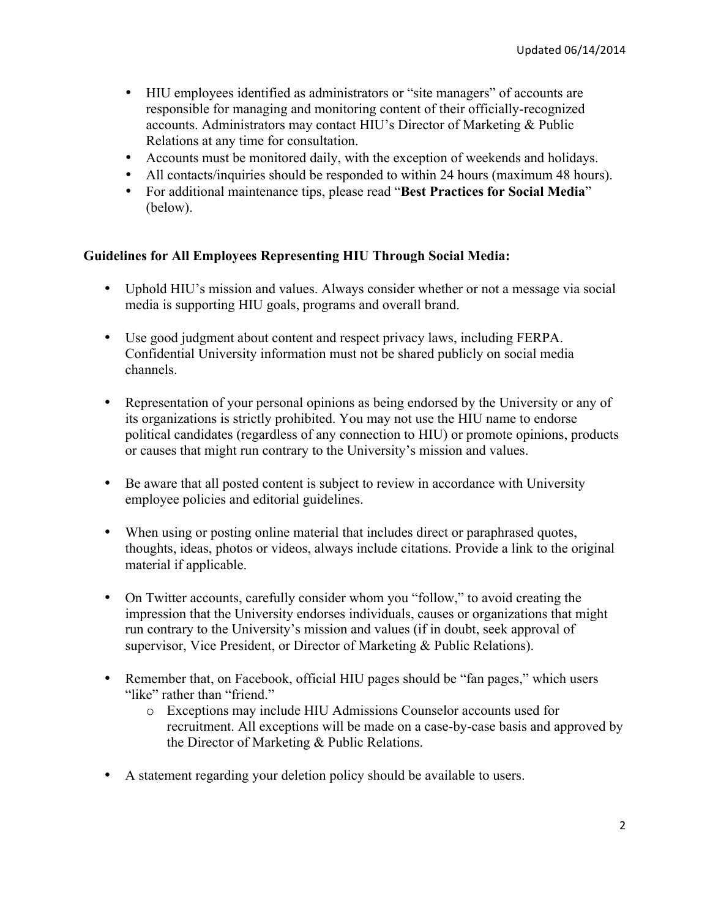- HIU employees identified as administrators or "site managers" of accounts are responsible for managing and monitoring content of their officially-recognized accounts. Administrators may contact HIU's Director of Marketing & Public Relations at any time for consultation.
- Accounts must be monitored daily, with the exception of weekends and holidays.
- All contacts/inquiries should be responded to within 24 hours (maximum 48 hours).
- For additional maintenance tips, please read "**Best Practices for Social Media**" (below).

**Guidelines for All Employees Representing HIU Through Social Media:**

- Uphold HIU's mission and values. Always consider whether or not a message via social media is supporting HIU goals, programs and overall brand.

- Use good judgment about content and respect privacy laws, including FERPA. Confidential University information must not be shared publicly on social media channels.

- Representation of your personal opinions as being endorsed by the University or any of its organizations is strictly prohibited. You may not use the HIU name to endorse political candidates (regardless of any connection to HIU) or promote opinions, products or causes that might run contrary to the University's mission and values.

- Be aware that all posted content is subject to review in accordance with University employee policies and editorial guidelines.

- When using or posting online material that includes direct or paraphrased quotes, thoughts, ideas, photos or videos, always include citations. Provide a link to the original material if applicable.

- On Twitter accounts, carefully consider whom you "follow," to avoid creating the impression that the University endorses individuals, causes or organizations that might run contrary to the University's mission and values (if in doubt, seek approval of supervisor, Vice President, or Director of Marketing & Public Relations).

- Remember that, on Facebook, official HIU pages should be "fan pages," which users "like" rather than "friend."
  - Exceptions may include HIU Admissions Counselor accounts used for recruitment. All exceptions will be made on a case-by-case basis and approved by the Director of Marketing & Public Relations.

- A statement regarding your deletion policy should be available to users.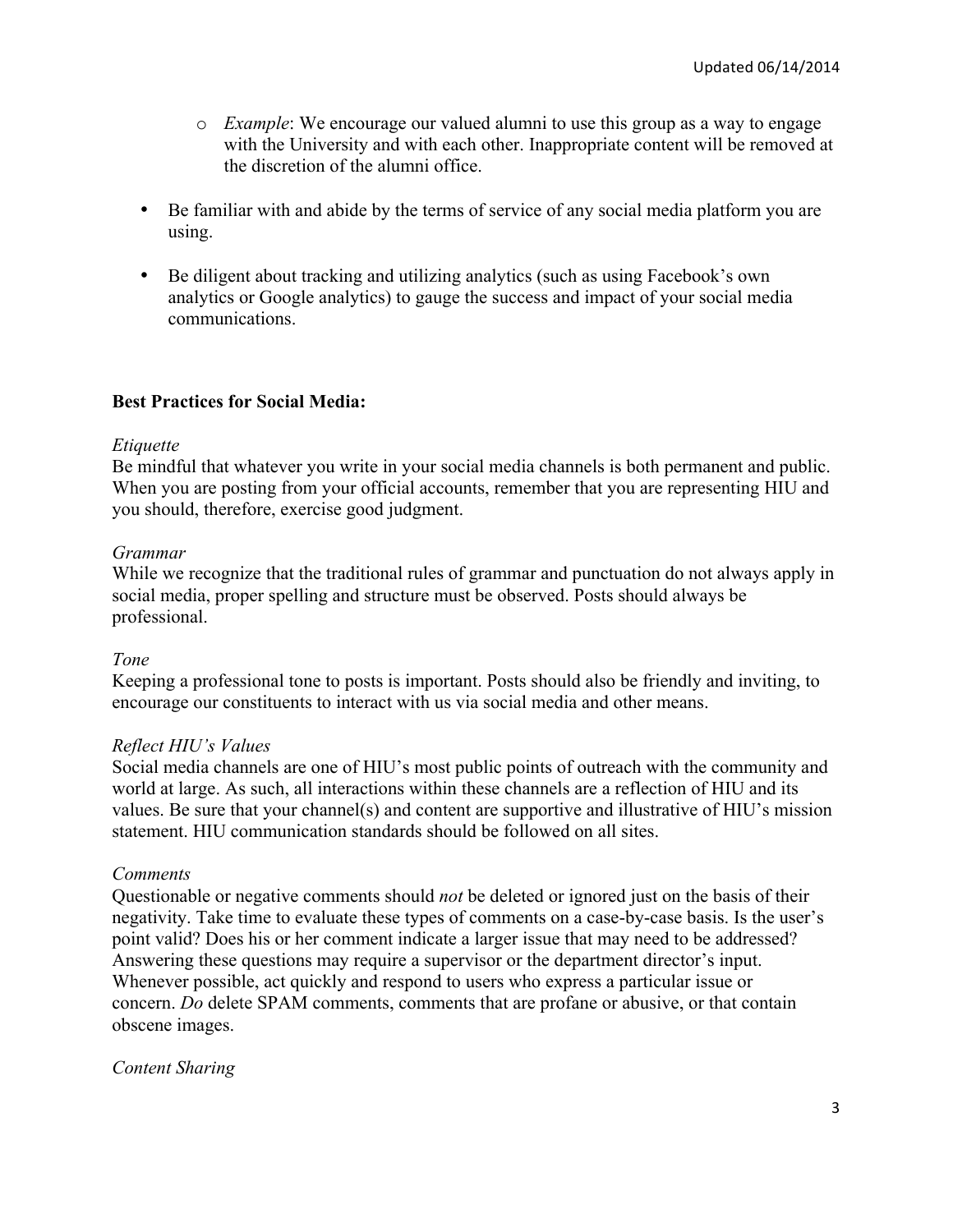- *Example*: We encourage our valued alumni to use this group as a way to engage with the University and with each other. Inappropriate content will be removed at the discretion of the alumni office.

- Be familiar with and abide by the terms of service of any social media platform you are using.

- Be diligent about tracking and utilizing analytics (such as using Facebook's own analytics or Google analytics) to gauge the success and impact of your social media communications.

**Best Practices for Social Media:**

*Etiquette*
Be mindful that whatever you write in your social media channels is both permanent and public. When you are posting from your official accounts, remember that you are representing HIU and you should, therefore, exercise good judgment.

*Grammar*
While we recognize that the traditional rules of grammar and punctuation do not always apply in social media, proper spelling and structure must be observed. Posts should always be professional.

*Tone*
Keeping a professional tone to posts is important. Posts should also be friendly and inviting, to encourage our constituents to interact with us via social media and other means.

*Reflect HIU's Values*
Social media channels are one of HIU's most public points of outreach with the community and world at large. As such, all interactions within these channels are a reflection of HIU and its values. Be sure that your channel(s) and content are supportive and illustrative of HIU's mission statement. HIU communication standards should be followed on all sites.

*Comments*
Questionable or negative comments should *not* be deleted or ignored just on the basis of their negativity. Take time to evaluate these types of comments on a case-by-case basis. Is the user's point valid? Does his or her comment indicate a larger issue that may need to be addressed? Answering these questions may require a supervisor or the department director's input. Whenever possible, act quickly and respond to users who express a particular issue or concern. *Do* delete SPAM comments, comments that are profane or abusive, or that contain obscene images.

*Content Sharing*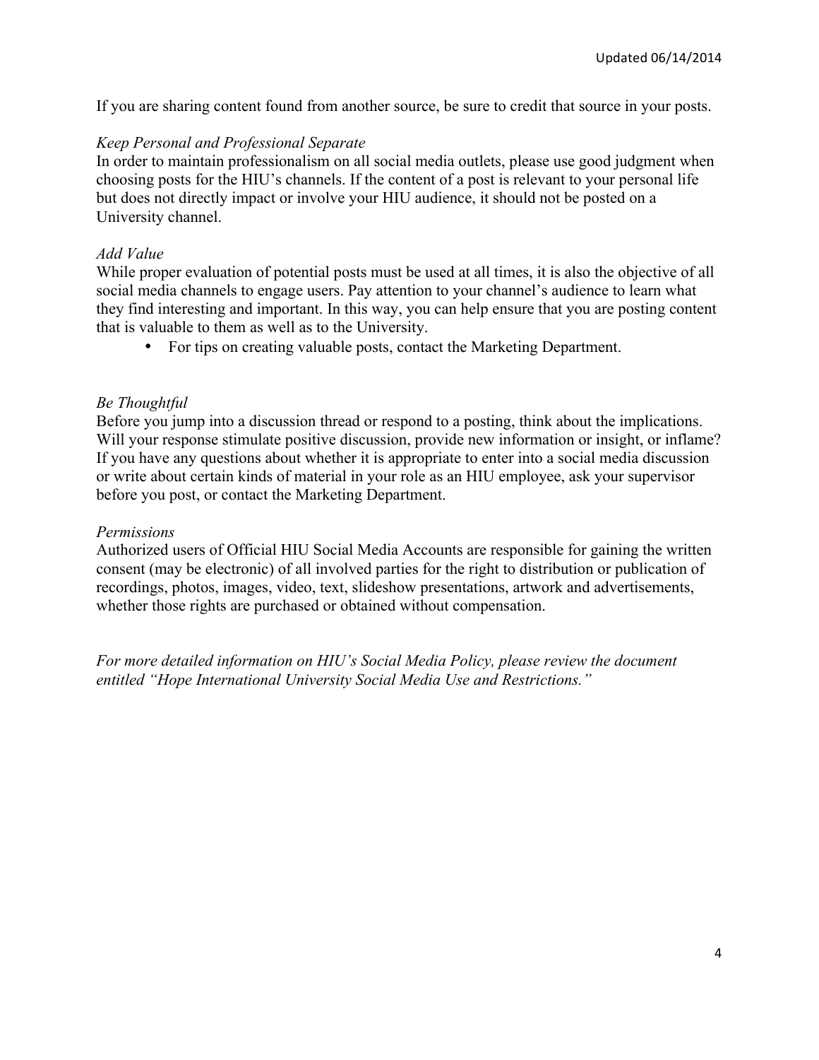If you are sharing content found from another source, be sure to credit that source in your posts.

*Keep Personal and Professional Separate*

In order to maintain professionalism on all social media outlets, please use good judgment when choosing posts for the HIU's channels. If the content of a post is relevant to your personal life but does not directly impact or involve your HIU audience, it should not be posted on a University channel.

*Add Value*

While proper evaluation of potential posts must be used at all times, it is also the objective of all social media channels to engage users. Pay attention to your channel's audience to learn what they find interesting and important. In this way, you can help ensure that you are posting content that is valuable to them as well as to the University.

- For tips on creating valuable posts, contact the Marketing Department.

*Be Thoughtful*

Before you jump into a discussion thread or respond to a posting, think about the implications. Will your response stimulate positive discussion, provide new information or insight, or inflame? If you have any questions about whether it is appropriate to enter into a social media discussion or write about certain kinds of material in your role as an HIU employee, ask your supervisor before you post, or contact the Marketing Department.

*Permissions*

Authorized users of Official HIU Social Media Accounts are responsible for gaining the written consent (may be electronic) of all involved parties for the right to distribution or publication of recordings, photos, images, video, text, slideshow presentations, artwork and advertisements, whether those rights are purchased or obtained without compensation.

*For more detailed information on HIU's Social Media Policy, please review the document entitled "Hope International University Social Media Use and Restrictions."*